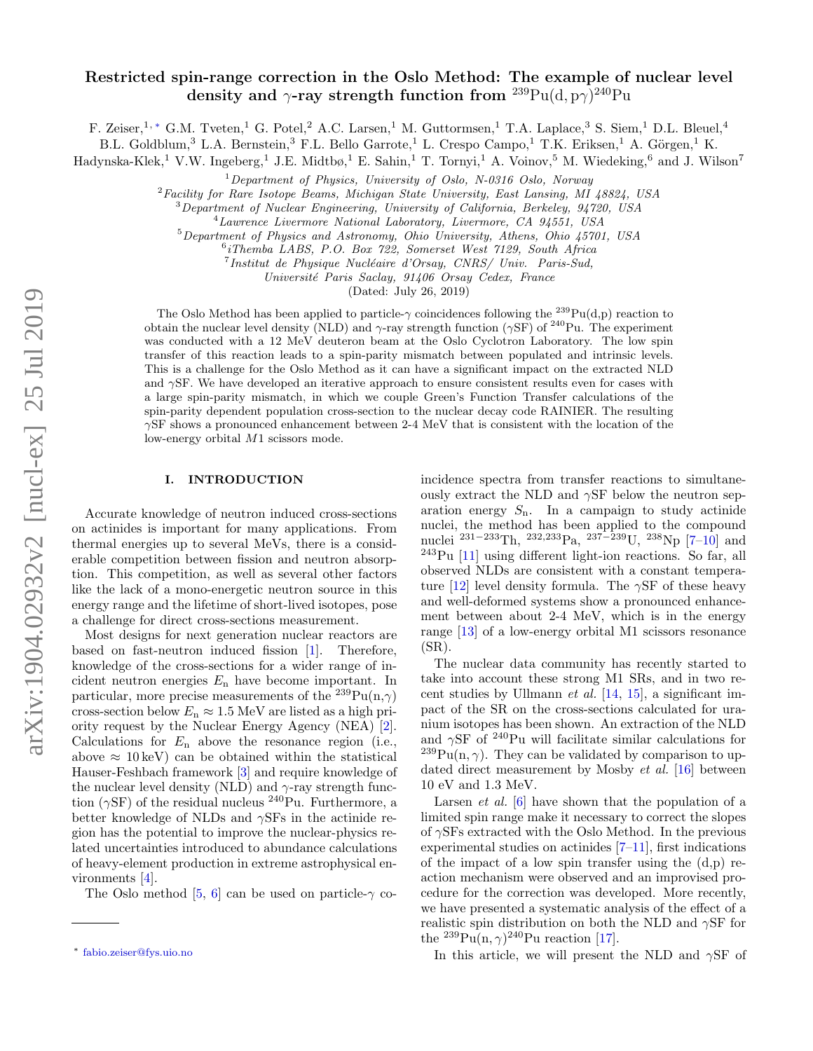# Restricted spin-range correction in the Oslo Method: The example of nuclear level density and $\gamma$-ray strength function from $^{239}$Pu(d, p$\gamma$)$^{240}$Pu

F. Zeiser,[1,*] G.M. Tveten,[1] G. Potel,[2] A.C. Larsen,[1] M. Guttormsen,[1] T.A. Laplace,[3] S. Siem,[1] D.L. Bleuel,[4] B.L. Goldblum,[3] L.A. Bernstein,[3] F.L. Bello Garrote,[1] L. Crespo Campo,[1] T.K. Eriksen,[1] A. Görgen,[1] K. Hadynska-Klek,[1] V.W. Ingeberg,[1] J.E. Midtbø,[1] E. Sahin,[1] T. Tornyi,[1] A. Voinov,[5] M. Wiedeking,[6] and J. Wilson[7]

[1]*Department of Physics, University of Oslo, N-0316 Oslo, Norway*
[2]*Facility for Rare Isotope Beams, Michigan State University, East Lansing, MI 48824, USA*
[3]*Department of Nuclear Engineering, University of California, Berkeley, 94720, USA*
[4]*Lawrence Livermore National Laboratory, Livermore, CA 94551, USA*
[5]*Department of Physics and Astronomy, Ohio University, Athens, Ohio 45701, USA*
[6]*iThemba LABS, P.O. Box 722, Somerset West 7129, South Africa*
[7]*Institut de Physique Nucléaire d'Orsay, CNRS/ Univ. Paris-Sud, Université Paris Saclay, 91406 Orsay Cedex, France*

(Dated: July 26, 2019)

The Oslo Method has been applied to particle-$\gamma$ coincidences following the $^{239}$Pu(d,p) reaction to obtain the nuclear level density (NLD) and $\gamma$-ray strength function ($\gamma$SF) of $^{240}$Pu. The experiment was conducted with a 12 MeV deuteron beam at the Oslo Cyclotron Laboratory. The low spin transfer of this reaction leads to a spin-parity mismatch between populated and intrinsic levels. This is a challenge for the Oslo Method as it can have a significant impact on the extracted NLD and $\gamma$SF. We have developed an iterative approach to ensure consistent results even for cases with a large spin-parity mismatch, in which we couple Green's Function Transfer calculations of the spin-parity dependent population cross-section to the nuclear decay code RAINIER. The resulting $\gamma$SF shows a pronounced enhancement between 2-4 MeV that is consistent with the location of the low-energy orbital $M1$ scissors mode.

## I. INTRODUCTION

Accurate knowledge of neutron induced cross-sections on actinides is important for many applications. From thermal energies up to several MeVs, there is a considerable competition between fission and neutron absorption. This competition, as well as several other factors like the lack of a mono-energetic neutron source in this energy range and the lifetime of short-lived isotopes, pose a challenge for direct cross-sections measurement.

Most designs for next generation nuclear reactors are based on fast-neutron induced fission [1]. Therefore, knowledge of the cross-sections for a wider range of incident neutron energies $E_\mathrm{n}$ have become important. In particular, more precise measurements of the $^{239}$Pu(n,$\gamma$) cross-section below $E_\mathrm{n} \approx 1.5$ MeV are listed as a high priority request by the Nuclear Energy Agency (NEA) [2]. Calculations for $E_\mathrm{n}$ above the resonance region (i.e., above $\approx 10$ keV) can be obtained within the statistical Hauser-Feshbach framework [3] and require knowledge of the nuclear level density (NLD) and $\gamma$-ray strength function ($\gamma$SF) of the residual nucleus $^{240}$Pu. Furthermore, a better knowledge of NLDs and $\gamma$SFs in the actinide region has the potential to improve the nuclear-physics related uncertainties introduced to abundance calculations of heavy-element production in extreme astrophysical environments [4].

The Oslo method [5, 6] can be used on particle-$\gamma$ coincidence spectra from transfer reactions to simultaneously extract the NLD and $\gamma$SF below the neutron separation energy $S_\mathrm{n}$. In a campaign to study actinide nuclei, the method has been applied to the compound nuclei $^{231-233}$Th, $^{232,233}$Pa, $^{237-239}$U, $^{238}$Np [7–10] and $^{243}$Pu [11] using different light-ion reactions. So far, all observed NLDs are consistent with a constant temperature [12] level density formula. The $\gamma$SF of these heavy and well-deformed systems show a pronounced enhancement between about 2-4 MeV, which is in the energy range [13] of a low-energy orbital M1 scissors resonance (SR).

The nuclear data community has recently started to take into account these strong M1 SRs, and in two recent studies by Ullmann *et al.* [14, 15], a significant impact of the SR on the cross-sections calculated for uranium isotopes has been shown. An extraction of the NLD and $\gamma$SF of $^{240}$Pu will facilitate similar calculations for $^{239}$Pu(n,$\gamma$). They can be validated by comparison to updated direct measurement by Mosby *et al.* [16] between 10 eV and 1.3 MeV.

Larsen *et al.* [6] have shown that the population of a limited spin range make it necessary to correct the slopes of $\gamma$SFs extracted with the Oslo Method. In the previous experimental studies on actinides [7–11], first indications of the impact of a low spin transfer using the (d,p) reaction mechanism were observed and an improved procedure for the correction was developed. More recently, we have presented a systematic analysis of the effect of a realistic spin distribution on both the NLD and $\gamma$SF for the $^{239}$Pu(n,$\gamma$)$^{240}$Pu reaction [17].

In this article, we will present the NLD and $\gamma$SF of

* fabio.zeiser@fys.uio.no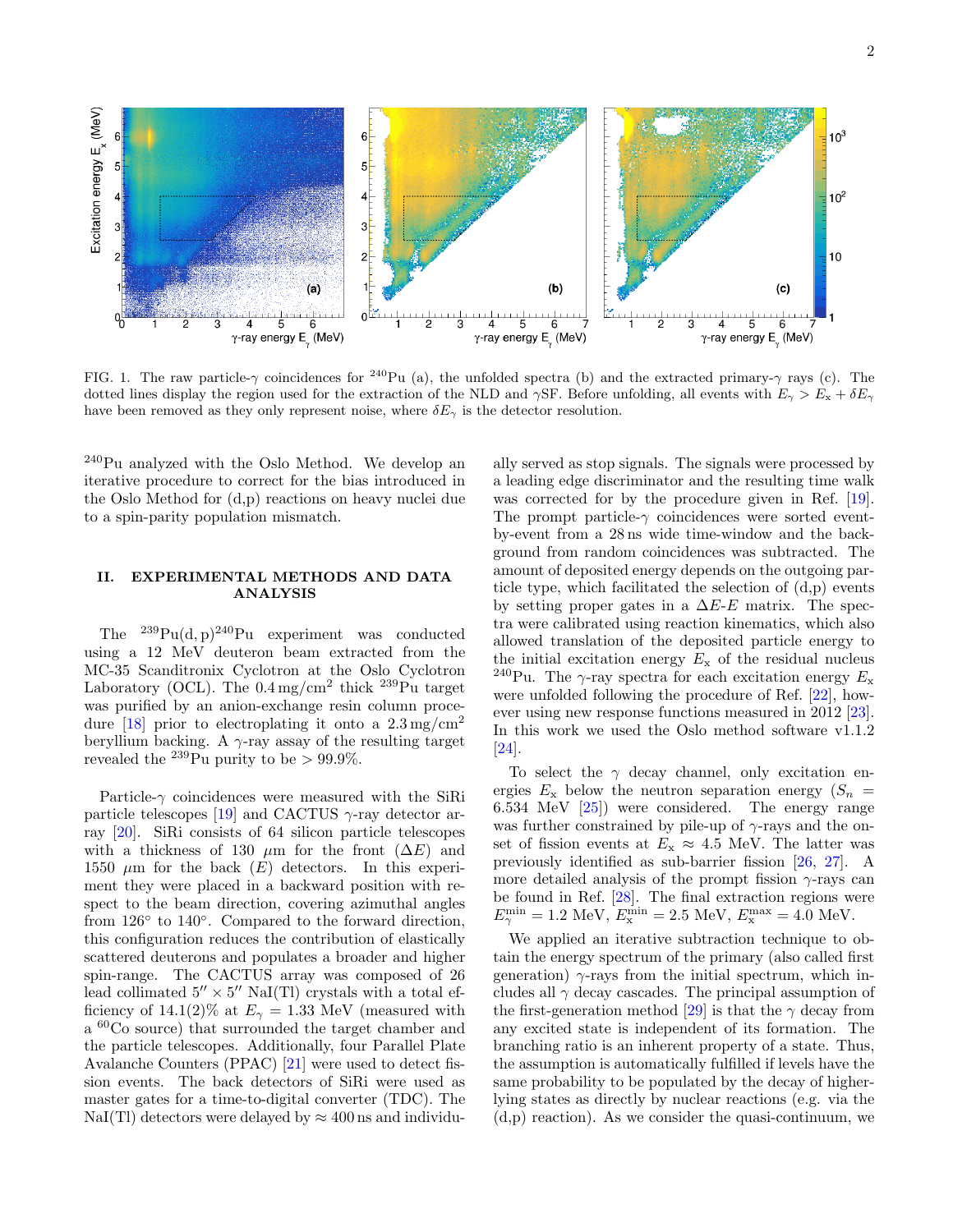FIG. 1. The raw particle-$\gamma$ coincidences for $^{240}$Pu (a), the unfolded spectra (b) and the extracted primary-$\gamma$ rays (c). The dotted lines display the region used for the extraction of the NLD and $\gamma$SF. Before unfolding, all events with $E_\gamma > E_x + \delta E_\gamma$ have been removed as they only represent noise, where $\delta E_\gamma$ is the detector resolution.

$^{240}$Pu analyzed with the Oslo Method. We develop an iterative procedure to correct for the bias introduced in the Oslo Method for (d,p) reactions on heavy nuclei due to a spin-parity population mismatch.

## II. EXPERIMENTAL METHODS AND DATA ANALYSIS

The $^{239}$Pu(d, p)$^{240}$Pu experiment was conducted using a 12 MeV deuteron beam extracted from the MC-35 Scanditronix Cyclotron at the Oslo Cyclotron Laboratory (OCL). The 0.4 mg/cm$^2$ thick $^{239}$Pu target was purified by an anion-exchange resin column procedure [18] prior to electroplating it onto a 2.3 mg/cm$^2$ beryllium backing. A $\gamma$-ray assay of the resulting target revealed the $^{239}$Pu purity to be > 99.9%.

Particle-$\gamma$ coincidences were measured with the SiRi particle telescopes [19] and CACTUS $\gamma$-ray detector array [20]. SiRi consists of 64 silicon particle telescopes with a thickness of 130 $\mu$m for the front ($\Delta E$) and 1550 $\mu$m for the back ($E$) detectors. In this experiment they were placed in a backward position with respect to the beam direction, covering azimuthal angles from 126° to 140°. Compared to the forward direction, this configuration reduces the contribution of elastically scattered deuterons and populates a broader and higher spin-range. The CACTUS array was composed of 26 lead collimated 5″ × 5″ NaI(Tl) crystals with a total efficiency of 14.1(2)% at $E_\gamma$ = 1.33 MeV (measured with a $^{60}$Co source) that surrounded the target chamber and the particle telescopes. Additionally, four Parallel Plate Avalanche Counters (PPAC) [21] were used to detect fission events. The back detectors of SiRi were used as master gates for a time-to-digital converter (TDC). The NaI(Tl) detectors were delayed by ≈ 400 ns and individually served as stop signals. The signals were processed by a leading edge discriminator and the resulting time walk was corrected for by the procedure given in Ref. [19]. The prompt particle-$\gamma$ coincidences were sorted event-by-event from a 28 ns wide time-window and the background from random coincidences was subtracted. The amount of deposited energy depends on the outgoing particle type, which facilitated the selection of (d,p) events by setting proper gates in a $\Delta E$-$E$ matrix. The spectra were calibrated using reaction kinematics, which also allowed translation of the deposited particle energy to the initial excitation energy $E_x$ of the residual nucleus $^{240}$Pu. The $\gamma$-ray spectra for each excitation energy $E_x$ were unfolded following the procedure of Ref. [22], however using new response functions measured in 2012 [23]. In this work we used the Oslo method software v1.1.2 [24].

To select the $\gamma$ decay channel, only excitation energies $E_x$ below the neutron separation energy ($S_n$ = 6.534 MeV [25]) were considered. The energy range was further constrained by pile-up of $\gamma$-rays and the onset of fission events at $E_x \approx$ 4.5 MeV. The latter was previously identified as sub-barrier fission [26, 27]. A more detailed analysis of the prompt fission $\gamma$-rays can be found in Ref. [28]. The final extraction regions were $E_\gamma^{\min}$ = 1.2 MeV, $E_x^{\min}$ = 2.5 MeV, $E_x^{\max}$ = 4.0 MeV.

We applied an iterative subtraction technique to obtain the energy spectrum of the primary (also called first generation) $\gamma$-rays from the initial spectrum, which includes all $\gamma$ decay cascades. The principal assumption of the first-generation method [29] is that the $\gamma$ decay from any excited state is independent of its formation. The branching ratio is an inherent property of a state. Thus, the assumption is automatically fulfilled if levels have the same probability to be populated by the decay of higher-lying states as directly by nuclear reactions (e.g. via the (d,p) reaction). As we consider the quasi-continuum, we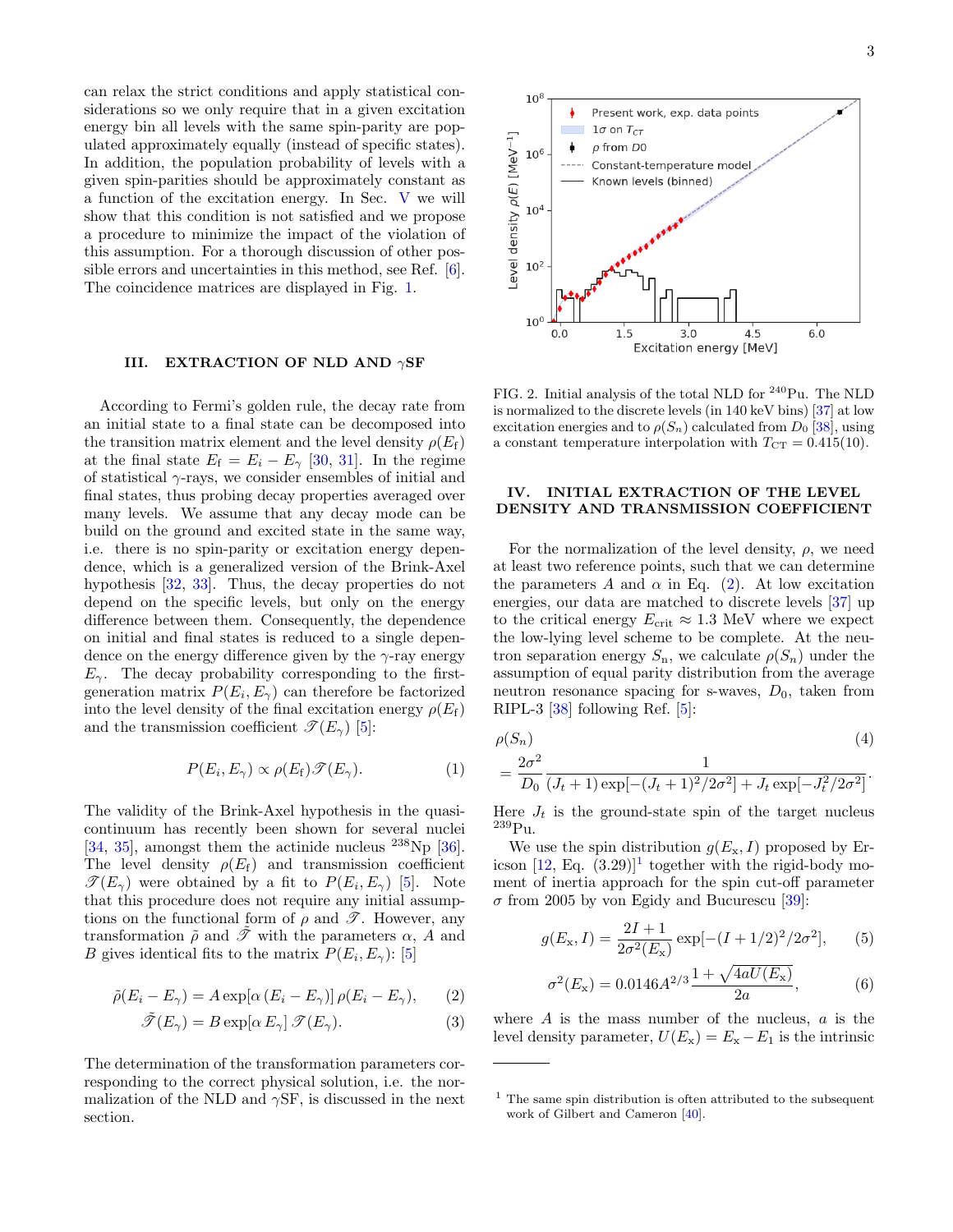can relax the strict conditions and apply statistical considerations so we only require that in a given excitation energy bin all levels with the same spin-parity are populated approximately equally (instead of specific states). In addition, the population probability of levels with a given spin-parities should be approximately constant as a function of the excitation energy. In Sec. V we will show that this condition is not satisfied and we propose a procedure to minimize the impact of the violation of this assumption. For a thorough discussion of other possible errors and uncertainties in this method, see Ref. [6]. The coincidence matrices are displayed in Fig. 1.

## III. EXTRACTION OF NLD AND $\gamma$SF

According to Fermi's golden rule, the decay rate from an initial state to a final state can be decomposed into the transition matrix element and the level density $\rho(E_\mathrm{f})$ at the final state $E_\mathrm{f} = E_i - E_\gamma$ [30, 31]. In the regime of statistical $\gamma$-rays, we consider ensembles of initial and final states, thus probing decay properties averaged over many levels. We assume that any decay mode can be build on the ground and excited state in the same way, i.e. there is no spin-parity or excitation energy dependence, which is a generalized version of the Brink-Axel hypothesis [32, 33]. Thus, the decay properties do not depend on the specific levels, but only on the energy difference between them. Consequently, the dependence on initial and final states is reduced to a single dependence on the energy difference given by the $\gamma$-ray energy $E_\gamma$. The decay probability corresponding to the first-generation matrix $P(E_i, E_\gamma)$ can therefore be factorized into the level density of the final excitation energy $\rho(E_\mathrm{f})$ and the transmission coefficient $\mathscr{T}(E_\gamma)$ [5]:

$$P(E_i, E_\gamma) \propto \rho(E_\mathrm{f}) \mathscr{T}(E_\gamma). \tag{1}$$

The validity of the Brink-Axel hypothesis in the quasi-continuum has recently been shown for several nuclei [34, 35], amongst them the actinide nucleus $^{238}$Np [36]. The level density $\rho(E_\mathrm{f})$ and transmission coefficient $\mathscr{T}(E_\gamma)$ were obtained by a fit to $P(E_i, E_\gamma)$ [5]. Note that this procedure does not require any initial assumptions on the functional form of $\rho$ and $\mathscr{T}$. However, any transformation $\tilde{\rho}$ and $\tilde{\mathscr{T}}$ with the parameters $\alpha$, $A$ and $B$ gives identical fits to the matrix $P(E_i, E_\gamma)$: [5]

$$\tilde{\rho}(E_i - E_\gamma) = A \exp[\alpha\,(E_i - E_\gamma)]\, \rho(E_i - E_\gamma), \tag{2}$$

$$\tilde{\mathscr{T}}(E_\gamma) = B \exp[\alpha\, E_\gamma]\, \mathscr{T}(E_\gamma). \tag{3}$$

The determination of the transformation parameters corresponding to the correct physical solution, i.e. the normalization of the NLD and $\gamma$SF, is discussed in the next section.

FIG. 2. Initial analysis of the total NLD for $^{240}$Pu. The NLD is normalized to the discrete levels (in 140 keV bins) [37] at low excitation energies and to $\rho(S_n)$ calculated from $D_0$ [38], using a constant temperature interpolation with $T_\mathrm{CT} = 0.415(10)$.

## IV. INITIAL EXTRACTION OF THE LEVEL DENSITY AND TRANSMISSION COEFFICIENT

For the normalization of the level density, $\rho$, we need at least two reference points, such that we can determine the parameters $A$ and $\alpha$ in Eq. (2). At low excitation energies, our data are matched to discrete levels [37] up to the critical energy $E_\mathrm{crit} \approx 1.3$ MeV where we expect the low-lying level scheme to be complete. At the neutron separation energy $S_n$, we calculate $\rho(S_n)$ under the assumption of equal parity distribution from the average neutron resonance spacing for s-waves, $D_0$, taken from RIPL-3 [38] following Ref. [5]:

$$\rho(S_n) = \frac{2\sigma^2}{D_0} \frac{1}{(J_t+1)\exp[-(J_t+1)^2/2\sigma^2] + J_t \exp[-J_t^2/2\sigma^2]}. \tag{4}$$

Here $J_t$ is the ground-state spin of the target nucleus $^{239}$Pu.

We use the spin distribution $g(E_\mathrm{x}, I)$ proposed by Ericson [12, Eq. (3.29)][1] together with the rigid-body moment of inertia approach for the spin cut-off parameter $\sigma$ from 2005 by von Egidy and Bucurescu [39]:

$$g(E_\mathrm{x}, I) = \frac{2I+1}{2\sigma^2(E_\mathrm{x})} \exp[-(I+1/2)^2/2\sigma^2], \tag{5}$$

$$\sigma^2(E_\mathrm{x}) = 0.0146 A^{2/3} \frac{1+\sqrt{4aU(E_\mathrm{x})}}{2a}, \tag{6}$$

where $A$ is the mass number of the nucleus, $a$ is the level density parameter, $U(E_\mathrm{x}) = E_\mathrm{x} - E_1$ is the intrinsic

[1] The same spin distribution is often attributed to the subsequent work of Gilbert and Cameron [40].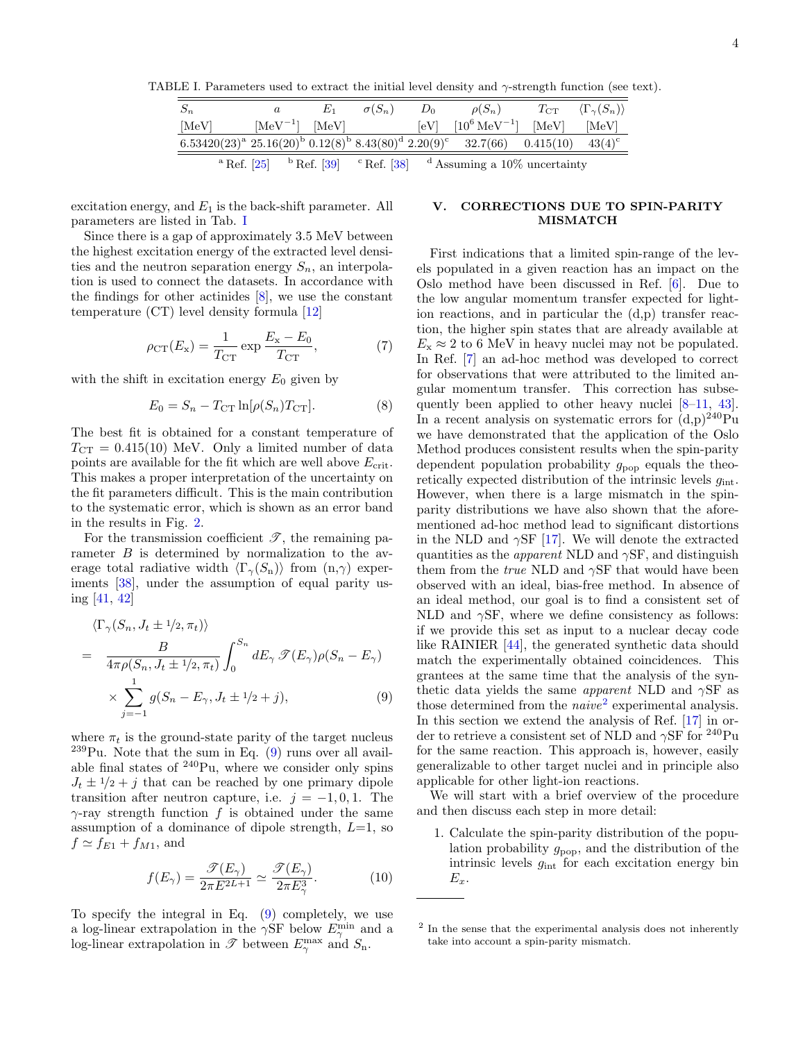TABLE I. Parameters used to extract the initial level density and γ-strength function (see text).

| $S_n$ | $a$ | $E_1$ | $\sigma(S_n)$ | $D_0$ | $\rho(S_n)$ | $T_{\rm CT}$ | $\langle\Gamma_\gamma(S_n)\rangle$ |
|---|---|---|---|---|---|---|---|
| [MeV] | [MeV$^{-1}$] | [MeV] | | [eV] | [$10^6$ MeV$^{-1}$] | [MeV] | [MeV] |
| 6.53420(23)[a] | 25.16(20)[b] | 0.12(8)[b] | 8.43(80)[d] | 2.20(9)[c] | 32.7(66) | 0.415(10) | 43(4)[c] |

[a] Ref. [25] [b] Ref. [39] [c] Ref. [38] [d] Assuming a 10% uncertainty

excitation energy, and $E_1$ is the back-shift parameter. All parameters are listed in Tab. I

Since there is a gap of approximately 3.5 MeV between the highest excitation energy of the extracted level densities and the neutron separation energy $S_n$, an interpolation is used to connect the datasets. In accordance with the findings for other actinides [8], we use the constant temperature (CT) level density formula [12]

$$\rho_{\rm CT}(E_{\rm x}) = \frac{1}{T_{\rm CT}} \exp \frac{E_{\rm x} - E_0}{T_{\rm CT}}, \tag{7}$$

with the shift in excitation energy $E_0$ given by

$$E_0 = S_n - T_{\rm CT} \ln[\rho(S_n) T_{\rm CT}]. \tag{8}$$

The best fit is obtained for a constant temperature of $T_{\rm CT} = 0.415(10)$ MeV. Only a limited number of data points are available for the fit which are well above $E_{\rm crit}$. This makes a proper interpretation of the uncertainty on the fit parameters difficult. This is the main contribution to the systematic error, which is shown as an error band in the results in Fig. 2.

For the transmission coefficient $\mathscr{T}$, the remaining parameter $B$ is determined by normalization to the average total radiative width $\langle\Gamma_\gamma(S_{\rm n})\rangle$ from (n,γ) experiments [38], under the assumption of equal parity using [41, 42]

$$\begin{aligned}
&\langle\Gamma_\gamma(S_n, J_t \pm 1/2, \pi_t)\rangle \\
&= \frac{B}{4\pi\rho(S_n, J_t \pm 1/2, \pi_t)} \int_0^{S_n} dE_\gamma \, \mathscr{T}(E_\gamma) \rho(S_n - E_\gamma) \\
&\quad \times \sum_{j=-1}^{1} g(S_n - E_\gamma, J_t \pm 1/2 + j),
\end{aligned} \tag{9}$$

where $\pi_t$ is the ground-state parity of the target nucleus $^{239}$Pu. Note that the sum in Eq. (9) runs over all available final states of $^{240}$Pu, where we consider only spins $J_t \pm 1/2 + j$ that can be reached by one primary dipole transition after neutron capture, i.e. $j = -1, 0, 1$. The γ-ray strength function $f$ is obtained under the same assumption of a dominance of dipole strength, $L$=1, so $f \simeq f_{E1} + f_{M1}$, and

$$f(E_\gamma) = \frac{\mathscr{T}(E_\gamma)}{2\pi E^{2L+1}} \simeq \frac{\mathscr{T}(E_\gamma)}{2\pi E_\gamma^3}. \tag{10}$$

To specify the integral in Eq. (9) completely, we use a log-linear extrapolation in the γSF below $E_\gamma^{\rm min}$ and a log-linear extrapolation in $\mathscr{T}$ between $E_\gamma^{\rm max}$ and $S_{\rm n}$.

## V. CORRECTIONS DUE TO SPIN-PARITY MISMATCH

First indications that a limited spin-range of the levels populated in a given reaction has an impact on the Oslo method have been discussed in Ref. [6]. Due to the low angular momentum transfer expected for light-ion reactions, and in particular the (d,p) transfer reaction, the higher spin states that are already available at $E_{\rm x} \approx 2$ to 6 MeV in heavy nuclei may not be populated. In Ref. [7] an ad-hoc method was developed to correct for observations that were attributed to the limited angular momentum transfer. This correction has subsequently been applied to other heavy nuclei [8–11, 43]. In a recent analysis on systematic errors for (d,p)$^{240}$Pu we have demonstrated that the application of the Oslo Method produces consistent results when the spin-parity dependent population probability $g_{\rm pop}$ equals the theoretically expected distribution of the intrinsic levels $g_{\rm int}$. However, when there is a large mismatch in the spin-parity distributions we have also shown that the aforementioned ad-hoc method lead to significant distortions in the NLD and γSF [17]. We will denote the extracted quantities as the *apparent* NLD and γSF, and distinguish them from the *true* NLD and γSF that would have been observed with an ideal, bias-free method. In absence of an ideal method, our goal is to find a consistent set of NLD and γSF, where we define consistency as follows: if we provide this set as input to a nuclear decay code like RAINIER [44], the generated synthetic data should match the experimentally obtained coincidences. This grantees at the same time that the analysis of the synthetic data yields the same *apparent* NLD and γSF as those determined from the *naive*[2] experimental analysis. In this section we extend the analysis of Ref. [17] in order to retrieve a consistent set of NLD and γSF for $^{240}$Pu for the same reaction. This approach is, however, easily generalizable to other target nuclei and in principle also applicable for other light-ion reactions.

We will start with a brief overview of the procedure and then discuss each step in more detail:

1. Calculate the spin-parity distribution of the population probability $g_{\rm pop}$, and the distribution of the intrinsic levels $g_{\rm int}$ for each excitation energy bin $E_x$.

[2] In the sense that the experimental analysis does not inherently take into account a spin-parity mismatch.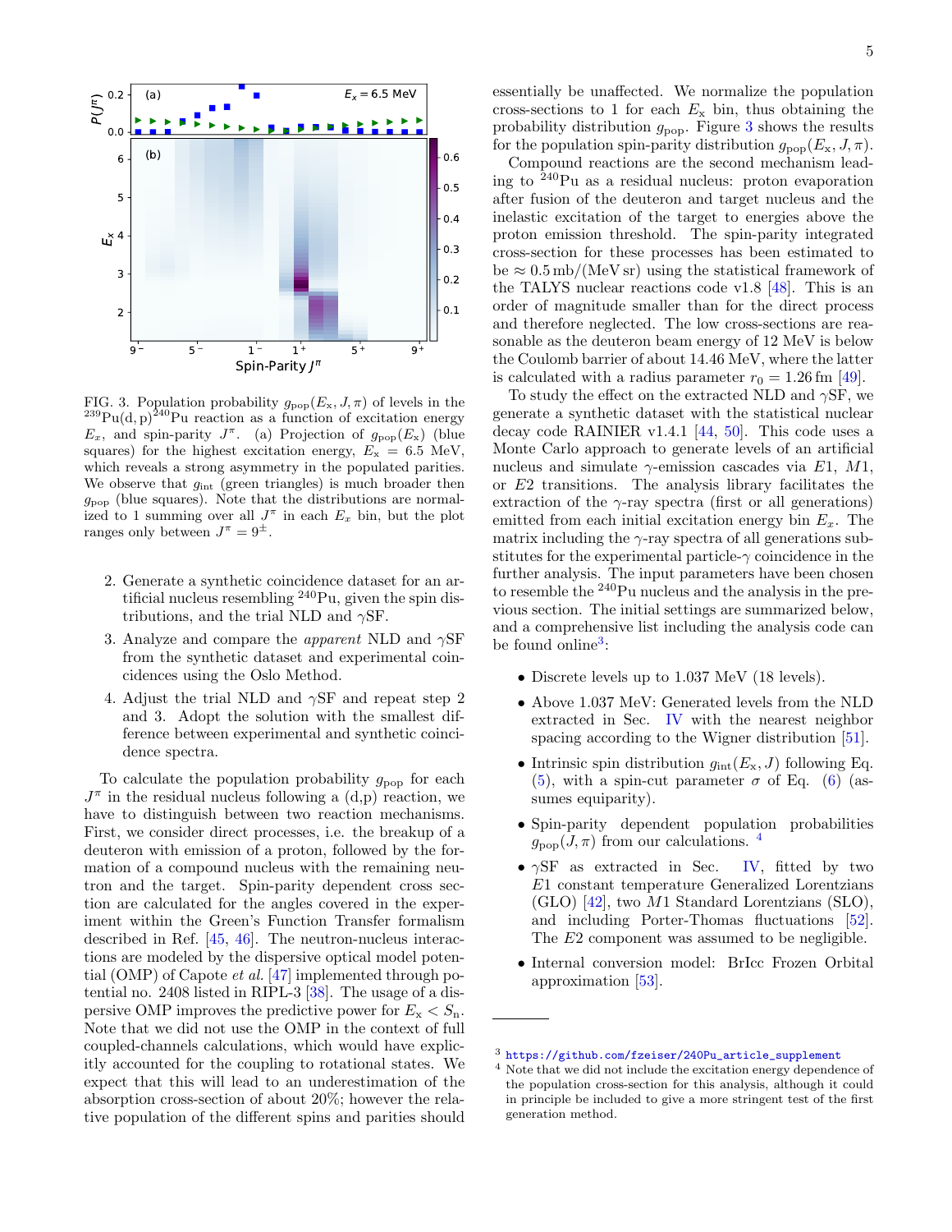FIG. 3. Population probability $g_{\mathrm{pop}}(E_{\mathrm{x}}, J, \pi)$ of levels in the $^{239}$Pu(d, p)$^{240}$Pu reaction as a function of excitation energy $E_x$, and spin-parity $J^{\pi}$. (a) Projection of $g_{\mathrm{pop}}(E_{\mathrm{x}})$ (blue squares) for the highest excitation energy, $E_{\mathrm{x}} = 6.5$ MeV, which reveals a strong asymmetry in the populated parities. We observe that $g_{\mathrm{int}}$ (green triangles) is much broader then $g_{\mathrm{pop}}$ (blue squares). Note that the distributions are normalized to 1 summing over all $J^{\pi}$ in each $E_x$ bin, but the plot ranges only between $J^{\pi} = 9^{\pm}$.

2. Generate a synthetic coincidence dataset for an artificial nucleus resembling $^{240}$Pu, given the spin distributions, and the trial NLD and $\gamma$SF.
3. Analyze and compare the *apparent* NLD and $\gamma$SF from the synthetic dataset and experimental coincidences using the Oslo Method.
4. Adjust the trial NLD and $\gamma$SF and repeat step 2 and 3. Adopt the solution with the smallest difference between experimental and synthetic coincidence spectra.

To calculate the population probability $g_{\mathrm{pop}}$ for each $J^{\pi}$ in the residual nucleus following a (d,p) reaction, we have to distinguish between two reaction mechanisms. First, we consider direct processes, i.e. the breakup of a deuteron with emission of a proton, followed by the formation of a compound nucleus with the remaining neutron and the target. Spin-parity dependent cross section are calculated for the angles covered in the experiment within the Green's Function Transfer formalism described in Ref. [45, 46]. The neutron-nucleus interactions are modeled by the dispersive optical model potential (OMP) of Capote *et al.* [47] implemented through potential no. 2408 listed in RIPL-3 [38]. The usage of a dispersive OMP improves the predictive power for $E_{\mathrm{x}} < S_{\mathrm{n}}$. Note that we did not use the OMP in the context of full coupled-channels calculations, which would have explicitly accounted for the coupling to rotational states. We expect that this will lead to an underestimation of the absorption cross-section of about 20%; however the relative population of the different spins and parities should essentially be unaffected. We normalize the population cross-sections to 1 for each $E_{\mathrm{x}}$ bin, thus obtaining the probability distribution $g_{\mathrm{pop}}$. Figure 3 shows the results for the population spin-parity distribution $g_{\mathrm{pop}}(E_{\mathrm{x}}, J, \pi)$.

Compound reactions are the second mechanism leading to $^{240}$Pu as a residual nucleus: proton evaporation after fusion of the deuteron and target nucleus and the inelastic excitation of the target to energies above the proton emission threshold. The spin-parity integrated cross-section for these processes has been estimated to be $\approx 0.5\,\mathrm{mb/(MeV\,sr)}$ using the statistical framework of the TALYS nuclear reactions code v1.8 [48]. This is an order of magnitude smaller than for the direct process and therefore neglected. The low cross-sections are reasonable as the deuteron beam energy of 12 MeV is below the Coulomb barrier of about 14.46 MeV, where the latter is calculated with a radius parameter $r_0 = 1.26\,\mathrm{fm}$ [49].

To study the effect on the extracted NLD and $\gamma$SF, we generate a synthetic dataset with the statistical nuclear decay code RAINIER v1.4.1 [44, 50]. This code uses a Monte Carlo approach to generate levels of an artificial nucleus and simulate $\gamma$-emission cascades via $E1$, $M1$, or $E2$ transitions. The analysis library facilitates the extraction of the $\gamma$-ray spectra (first or all generations) emitted from each initial excitation energy bin $E_{\mathrm{x}}$. The matrix including the $\gamma$-ray spectra of all generations substitutes for the experimental particle-$\gamma$ coincidence in the further analysis. The input parameters have been chosen to resemble the $^{240}$Pu nucleus and the analysis in the previous section. The initial settings are summarized below, and a comprehensive list including the analysis code can be found online[3]:

- Discrete levels up to 1.037 MeV (18 levels).
- Above 1.037 MeV: Generated levels from the NLD extracted in Sec. IV with the nearest neighbor spacing according to the Wigner distribution [51].
- Intrinsic spin distribution $g_{\mathrm{int}}(E_{\mathrm{x}}, J)$ following Eq. (5), with a spin-cut parameter $\sigma$ of Eq. (6) (assumes equiparity).
- Spin-parity dependent population probabilities $g_{\mathrm{pop}}(J, \pi)$ from our calculations. [4]
- $\gamma$SF as extracted in Sec. IV, fitted by two $E1$ constant temperature Generalized Lorentzians (GLO) [42], two $M1$ Standard Lorentzians (SLO), and including Porter-Thomas fluctuations [52]. The $E2$ component was assumed to be negligible.
- Internal conversion model: BrIcc Frozen Orbital approximation [53].

[3] https://github.com/fzeiser/240Pu_article_supplement

[4] Note that we did not include the excitation energy dependence of the population cross-section for this analysis, although it could in principle be included to give a more stringent test of the first generation method.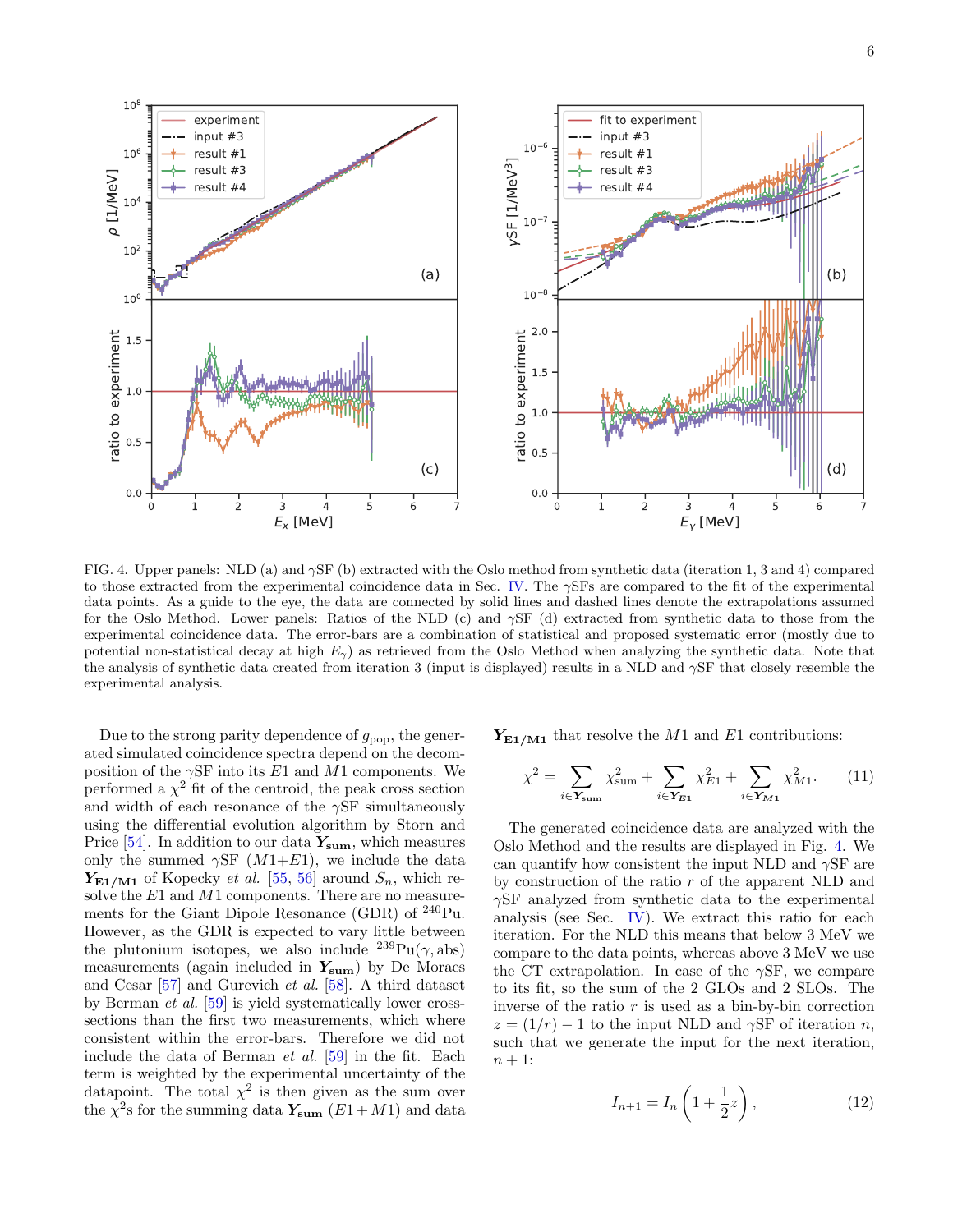FIG. 4. Upper panels: NLD (a) and $\gamma$SF (b) extracted with the Oslo method from synthetic data (iteration 1, 3 and 4) compared to those extracted from the experimental coincidence data in Sec. IV. The $\gamma$SFs are compared to the fit of the experimental data points. As a guide to the eye, the data are connected by solid lines and dashed lines denote the extrapolations assumed for the Oslo Method. Lower panels: Ratios of the NLD (c) and $\gamma$SF (d) extracted from synthetic data to those from the experimental coincidence data. The error-bars are a combination of statistical and proposed systematic error (mostly due to potential non-statistical decay at high $E_\gamma$) as retrieved from the Oslo Method when analyzing the synthetic data. Note that the analysis of synthetic data created from iteration 3 (input is displayed) results in a NLD and $\gamma$SF that closely resemble the experimental analysis.

Due to the strong parity dependence of $g_{\rm pop}$, the generated simulated coincidence spectra depend on the decomposition of the $\gamma$SF into its $E1$ and $M1$ components. We performed a $\chi^2$ fit of the centroid, the peak cross section and width of each resonance of the $\gamma$SF simultaneously using the differential evolution algorithm by Storn and Price [54]. In addition to our data $\boldsymbol{Y}_{\bf sum}$, which measures only the summed $\gamma$SF ($M1$+$E1$), we include the data $\boldsymbol{Y}_{\bf E1/M1}$ of Kopecky *et al.* [55, 56] around $S_n$, which resolve the $E1$ and $M1$ components. There are no measurements for the Giant Dipole Resonance (GDR) of $^{240}$Pu. However, as the GDR is expected to vary little between the plutonium isotopes, we also include $^{239}$Pu($\gamma$, abs) measurements (again included in $\boldsymbol{Y}_{\bf sum}$) by De Moraes and Cesar [57] and Gurevich *et al.* [58]. A third dataset by Berman *et al.* [59] is yield systematically lower cross-sections than the first two measurements, which where consistent within the error-bars. Therefore we did not include the data of Berman *et al.* [59] in the fit. Each term is weighted by the experimental uncertainty of the datapoint. The total $\chi^2$ is then given as the sum over the $\chi^2$s for the summing data $\boldsymbol{Y}_{\bf sum}$ ($E1+M1$) and data $\boldsymbol{Y}_{\bf E1/M1}$ that resolve the $M1$ and $E1$ contributions:

$$\chi^2 = \sum_{i \in \boldsymbol{Y}_{\bf sum}} \chi^2_{\rm sum} + \sum_{i \in \boldsymbol{Y}_{\bf E1}} \chi^2_{E1} + \sum_{i \in \boldsymbol{Y}_{\bf M1}} \chi^2_{M1}. \qquad (11)$$

The generated coincidence data are analyzed with the Oslo Method and the results are displayed in Fig. 4. We can quantify how consistent the input NLD and $\gamma$SF are by construction of the ratio $r$ of the apparent NLD and $\gamma$SF analyzed from synthetic data to the experimental analysis (see Sec. IV). We extract this ratio for each iteration. For the NLD this means that below 3 MeV we compare to the data points, whereas above 3 MeV we use the CT extrapolation. In case of the $\gamma$SF, we compare to its fit, so the sum of the 2 GLOs and 2 SLOs. The inverse of the ratio $r$ is used as a bin-by-bin correction $z = (1/r) - 1$ to the input NLD and $\gamma$SF of iteration $n$, such that we generate the input for the next iteration, $n + 1$:

$$I_{n+1} = I_n \left(1 + \frac{1}{2} z\right), \qquad (12)$$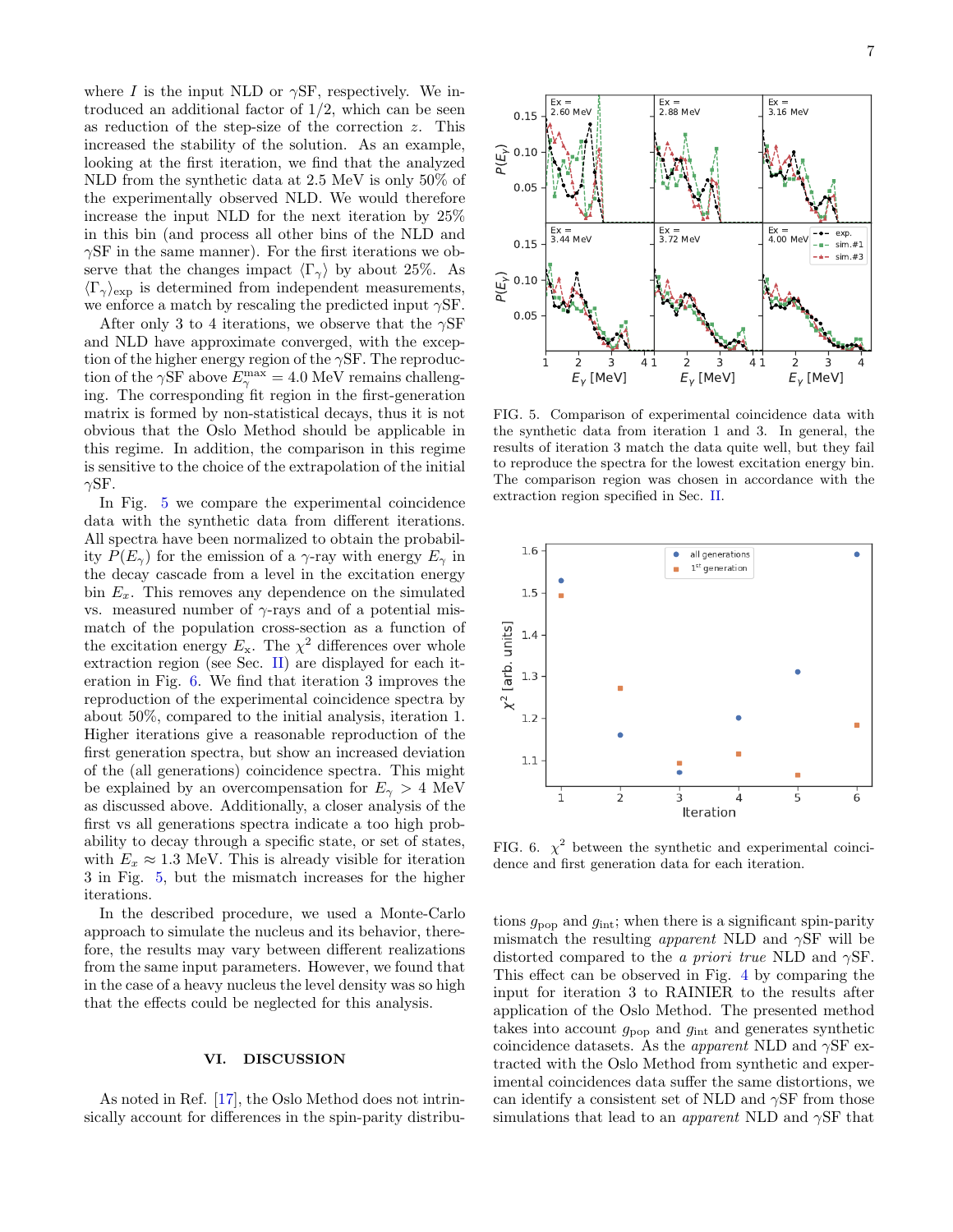where $I$ is the input NLD or $\gamma$SF, respectively. We introduced an additional factor of 1/2, which can be seen as reduction of the step-size of the correction $z$. This increased the stability of the solution. As an example, looking at the first iteration, we find that the analyzed NLD from the synthetic data at 2.5 MeV is only 50% of the experimentally observed NLD. We would therefore increase the input NLD for the next iteration by 25% in this bin (and process all other bins of the NLD and $\gamma$SF in the same manner). For the first iterations we observe that the changes impact $\langle \Gamma_\gamma \rangle$ by about 25%. As $\langle \Gamma_\gamma \rangle_{\text{exp}}$ is determined from independent measurements, we enforce a match by rescaling the predicted input $\gamma$SF.

After only 3 to 4 iterations, we observe that the $\gamma$SF and NLD have approximate converged, with the exception of the higher energy region of the $\gamma$SF. The reproduction of the $\gamma$SF above $E_\gamma^{\max} = 4.0$ MeV remains challenging. The corresponding fit region in the first-generation matrix is formed by non-statistical decays, thus it is not obvious that the Oslo Method should be applicable in this regime. In addition, the comparison in this regime is sensitive to the choice of the extrapolation of the initial $\gamma$SF.

In Fig. 5 we compare the experimental coincidence data with the synthetic data from different iterations. All spectra have been normalized to obtain the probability $P(E_\gamma)$ for the emission of a $\gamma$-ray with energy $E_\gamma$ in the decay cascade from a level in the excitation energy bin $E_x$. This removes any dependence on the simulated vs. measured number of $\gamma$-rays and of a potential mismatch of the population cross-section as a function of the excitation energy $E_{\text{x}}$. The $\chi^2$ differences over whole extraction region (see Sec. II) are displayed for each iteration in Fig. 6. We find that iteration 3 improves the reproduction of the experimental coincidence spectra by about 50%, compared to the initial analysis, iteration 1. Higher iterations give a reasonable reproduction of the first generation spectra, but show an increased deviation of the (all generations) coincidence spectra. This might be explained by an overcompensation for $E_\gamma > 4$ MeV as discussed above. Additionally, a closer analysis of the first vs all generations spectra indicate a too high probability to decay through a specific state, or set of states, with $E_x \approx 1.3$ MeV. This is already visible for iteration 3 in Fig. 5, but the mismatch increases for the higher iterations.

In the described procedure, we used a Monte-Carlo approach to simulate the nucleus and its behavior, therefore, the results may vary between different realizations from the same input parameters. However, we found that in the case of a heavy nucleus the level density was so high that the effects could be neglected for this analysis.

FIG. 5. Comparison of experimental coincidence data with the synthetic data from iteration 1 and 3. In general, the results of iteration 3 match the data quite well, but they fail to reproduce the spectra for the lowest excitation energy bin. The comparison region was chosen in accordance with the extraction region specified in Sec. II.

FIG. 6. $\chi^2$ between the synthetic and experimental coincidence and first generation data for each iteration.

## VI. DISCUSSION

As noted in Ref. [17], the Oslo Method does not intrinsically account for differences in the spin-parity distributions $g_{\text{pop}}$ and $g_{\text{int}}$; when there is a significant spin-parity mismatch the resulting *apparent* NLD and $\gamma$SF will be distorted compared to the *a priori true* NLD and $\gamma$SF. This effect can be observed in Fig. 4 by comparing the input for iteration 3 to RAINIER to the results after application of the Oslo Method. The presented method takes into account $g_{\text{pop}}$ and $g_{\text{int}}$ and generates synthetic coincidence datasets. As the *apparent* NLD and $\gamma$SF extracted with the Oslo Method from synthetic and experimental coincidences data suffer the same distortions, we can identify a consistent set of NLD and $\gamma$SF from those simulations that lead to an *apparent* NLD and $\gamma$SF that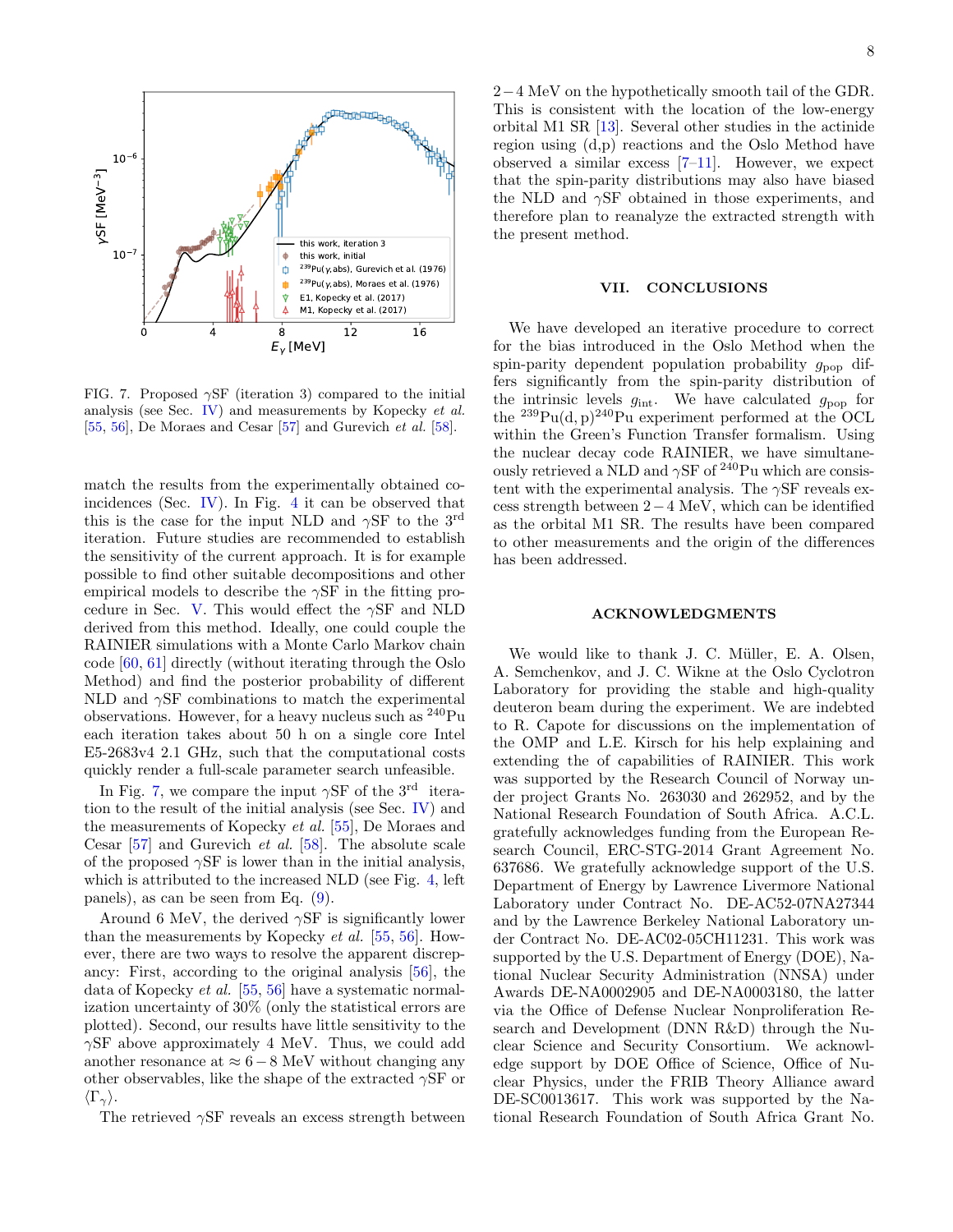FIG. 7. Proposed $\gamma$SF (iteration 3) compared to the initial analysis (see Sec. IV) and measurements by Kopecky *et al.* [55, 56], De Moraes and Cesar [57] and Gurevich *et al.* [58].

match the results from the experimentally obtained coincidences (Sec. IV). In Fig. 4 it can be observed that this is the case for the input NLD and $\gamma$SF to the 3[rd] iteration. Future studies are recommended to establish the sensitivity of the current approach. It is for example possible to find other suitable decompositions and other empirical models to describe the $\gamma$SF in the fitting procedure in Sec. V. This would effect the $\gamma$SF and NLD derived from this method. Ideally, one could couple the RAINIER simulations with a Monte Carlo Markov chain code [60, 61] directly (without iterating through the Oslo Method) and find the posterior probability of different NLD and $\gamma$SF combinations to match the experimental observations. However, for a heavy nucleus such as $^{240}$Pu each iteration takes about 50 h on a single core Intel E5-2683v4 2.1 GHz, such that the computational costs quickly render a full-scale parameter search unfeasible.

In Fig. 7, we compare the input $\gamma$SF of the 3[rd] iteration to the result of the initial analysis (see Sec. IV) and the measurements of Kopecky *et al.* [55], De Moraes and Cesar [57] and Gurevich *et al.* [58]. The absolute scale of the proposed $\gamma$SF is lower than in the initial analysis, which is attributed to the increased NLD (see Fig. 4, left panels), as can be seen from Eq. (9).

Around 6 MeV, the derived $\gamma$SF is significantly lower than the measurements by Kopecky *et al.* [55, 56]. However, there are two ways to resolve the apparent discrepancy: First, according to the original analysis [56], the data of Kopecky *et al.* [55, 56] have a systematic normalization uncertainty of 30% (only the statistical errors are plotted). Second, our results have little sensitivity to the $\gamma$SF above approximately 4 MeV. Thus, we could add another resonance at $\approx 6-8$ MeV without changing any other observables, like the shape of the extracted $\gamma$SF or $\langle \Gamma_\gamma \rangle$.

The retrieved $\gamma$SF reveals an excess strength between $2-4$ MeV on the hypothetically smooth tail of the GDR. This is consistent with the location of the low-energy orbital M1 SR [13]. Several other studies in the actinide region using (d,p) reactions and the Oslo Method have observed a similar excess [7–11]. However, we expect that the spin-parity distributions may also have biased the NLD and $\gamma$SF obtained in those experiments, and therefore plan to reanalyze the extracted strength with the present method.

## VII. CONCLUSIONS

We have developed an iterative procedure to correct for the bias introduced in the Oslo Method when the spin-parity dependent population probability $g_{\text{pop}}$ differs significantly from the spin-parity distribution of the intrinsic levels $g_{\text{int}}$. We have calculated $g_{\text{pop}}$ for the $^{239}$Pu(d, p)$^{240}$Pu experiment performed at the OCL within the Green's Function Transfer formalism. Using the nuclear decay code RAINIER, we have simultaneously retrieved a NLD and $\gamma$SF of $^{240}$Pu which are consistent with the experimental analysis. The $\gamma$SF reveals excess strength between $2-4$ MeV, which can be identified as the orbital M1 SR. The results have been compared to other measurements and the origin of the differences has been addressed.

## ACKNOWLEDGMENTS

We would like to thank J. C. Müller, E. A. Olsen, A. Semchenkov, and J. C. Wikne at the Oslo Cyclotron Laboratory for providing the stable and high-quality deuteron beam during the experiment. We are indebted to R. Capote for discussions on the implementation of the OMP and L.E. Kirsch for his help explaining and extending the of capabilities of RAINIER. This work was supported by the Research Council of Norway under project Grants No. 263030 and 262952, and by the National Research Foundation of South Africa. A.C.L. gratefully acknowledges funding from the European Research Council, ERC-STG-2014 Grant Agreement No. 637686. We gratefully acknowledge support of the U.S. Department of Energy by Lawrence Livermore National Laboratory under Contract No. DE-AC52-07NA27344 and by the Lawrence Berkeley National Laboratory under Contract No. DE-AC02-05CH11231. This work was supported by the U.S. Department of Energy (DOE), National Nuclear Security Administration (NNSA) under Awards DE-NA0002905 and DE-NA0003180, the latter via the Office of Defense Nuclear Nonproliferation Research and Development (DNN R&D) through the Nuclear Science and Security Consortium. We acknowledge support by DOE Office of Science, Office of Nuclear Physics, under the FRIB Theory Alliance award DE-SC0013617. This work was supported by the National Research Foundation of South Africa Grant No.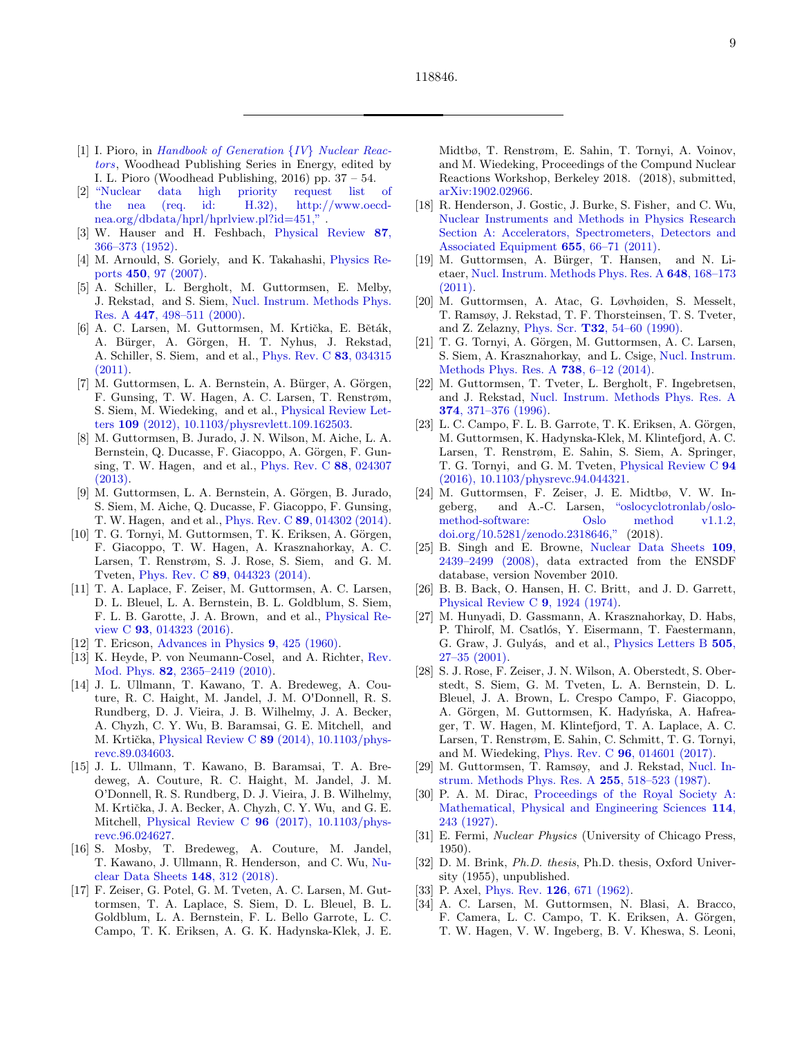118846.

---

[1] I. Pioro, in *Handbook of Generation {IV} Nuclear Reactors*, Woodhead Publishing Series in Energy, edited by I. L. Pioro (Woodhead Publishing, 2016) pp. 37 – 54.

[2] "Nuclear data high priority request list of the nea (req. id: H.32), http://www.oecd-nea.org/dbdata/hprl/hprlview.pl?id=451," .

[3] W. Hauser and H. Feshbach, Physical Review **87**, 366–373 (1952).

[4] M. Arnould, S. Goriely, and K. Takahashi, Physics Reports **450**, 97 (2007).

[5] A. Schiller, L. Bergholt, M. Guttormsen, E. Melby, J. Rekstad, and S. Siem, Nucl. Instrum. Methods Phys. Res. A **447**, 498–511 (2000).

[6] A. C. Larsen, M. Guttormsen, M. Krtička, E. Běták, A. Bürger, A. Görgen, H. T. Nyhus, J. Rekstad, A. Schiller, S. Siem, and et al., Phys. Rev. C **83**, 034315 (2011).

[7] M. Guttormsen, L. A. Bernstein, A. Bürger, A. Görgen, F. Gunsing, T. W. Hagen, A. C. Larsen, T. Renstrøm, S. Siem, M. Wiedeking, and et al., Physical Review Letters **109** (2012), 10.1103/physrevlett.109.162503.

[8] M. Guttormsen, B. Jurado, J. N. Wilson, M. Aiche, L. A. Bernstein, Q. Ducasse, F. Giacoppo, A. Görgen, F. Gunsing, T. W. Hagen, and et al., Phys. Rev. C **88**, 024307 (2013).

[9] M. Guttormsen, L. A. Bernstein, A. Görgen, B. Jurado, S. Siem, M. Aiche, Q. Ducasse, F. Giacoppo, F. Gunsing, T. W. Hagen, and et al., Phys. Rev. C **89**, 014302 (2014).

[10] T. G. Tornyi, M. Guttormsen, T. K. Eriksen, A. Görgen, F. Giacoppo, T. W. Hagen, A. Krasznahorkay, A. C. Larsen, T. Renstrøm, S. J. Rose, S. Siem, and G. M. Tveten, Phys. Rev. C **89**, 044323 (2014).

[11] T. A. Laplace, F. Zeiser, M. Guttormsen, A. C. Larsen, D. L. Bleuel, L. A. Bernstein, B. L. Goldblum, S. Siem, F. L. B. Garotte, J. A. Brown, and et al., Physical Review C **93**, 014323 (2016).

[12] T. Ericson, Advances in Physics **9**, 425 (1960).

[13] K. Heyde, P. von Neumann-Cosel, and A. Richter, Rev. Mod. Phys. **82**, 2365–2419 (2010).

[14] J. L. Ullmann, T. Kawano, T. A. Bredeweg, A. Couture, R. C. Haight, M. Jandel, J. M. O'Donnell, R. S. Rundberg, D. J. Vieira, J. B. Wilhelmy, J. A. Becker, A. Chyzh, C. Y. Wu, B. Baramsai, G. E. Mitchell, and M. Krtička, Physical Review C **89** (2014), 10.1103/physrevc.89.034603.

[15] J. L. Ullmann, T. Kawano, B. Baramsai, T. A. Bredeweg, A. Couture, R. C. Haight, M. Jandel, J. M. O'Donnell, R. S. Rundberg, D. J. Vieira, J. B. Wilhelmy, M. Krtička, J. A. Becker, A. Chyzh, C. Y. Wu, and G. E. Mitchell, Physical Review C **96** (2017), 10.1103/physrevc.96.024627.

[16] S. Mosby, T. Bredeweg, A. Couture, M. Jandel, T. Kawano, J. Ullmann, R. Henderson, and C. Wu, Nuclear Data Sheets **148**, 312 (2018).

[17] F. Zeiser, G. Potel, G. M. Tveten, A. C. Larsen, M. Guttormsen, T. A. Laplace, S. Siem, D. L. Bleuel, B. L. Goldblum, L. A. Bernstein, F. L. Bello Garrote, L. C. Campo, T. K. Eriksen, A. G. K. Hadynska-Klek, J. E. Midtbø, T. Renstrøm, E. Sahin, T. Tornyi, A. Voinov, and M. Wiedeking, Proceedings of the Compund Nuclear Reactions Workshop, Berkeley 2018. (2018), submitted, arXiv:1902.02966.

[18] R. Henderson, J. Gostic, J. Burke, S. Fisher, and C. Wu, Nuclear Instruments and Methods in Physics Research Section A: Accelerators, Spectrometers, Detectors and Associated Equipment **655**, 66–71 (2011).

[19] M. Guttormsen, A. Bürger, T. Hansen, and N. Lietaer, Nucl. Instrum. Methods Phys. Res. A **648**, 168–173 (2011).

[20] M. Guttormsen, A. Atac, G. Løvhøiden, S. Messelt, T. Ramsøy, J. Rekstad, T. F. Thorsteinsen, T. S. Tveter, and Z. Zelazny, Phys. Scr. **T32**, 54–60 (1990).

[21] T. G. Tornyi, A. Görgen, M. Guttormsen, A. C. Larsen, S. Siem, A. Krasznahorkay, and L. Csige, Nucl. Instrum. Methods Phys. Res. A **738**, 6–12 (2014).

[22] M. Guttormsen, T. Tveter, L. Bergholt, F. Ingebretsen, and J. Rekstad, Nucl. Instrum. Methods Phys. Res. A **374**, 371–376 (1996).

[23] L. C. Campo, F. L. B. Garrote, T. K. Eriksen, A. Görgen, M. Guttormsen, K. Hadynska-Klek, M. Klintefjord, A. C. Larsen, T. Renstrøm, E. Sahin, S. Siem, A. Springer, T. G. Tornyi, and G. M. Tveten, Physical Review C **94** (2016), 10.1103/physrevc.94.044321.

[24] M. Guttormsen, F. Zeiser, J. E. Midtbø, V. W. Ingeberg, and A.-C. Larsen, "oslocyclotronlab/oslo-method-software: Oslo method v1.1.2, doi.org/10.5281/zenodo.2318646," (2018).

[25] B. Singh and E. Browne, Nuclear Data Sheets **109**, 2439–2499 (2008), data extracted from the ENSDF database, version November 2010.

[26] B. B. Back, O. Hansen, H. C. Britt, and J. D. Garrett, Physical Review C **9**, 1924 (1974).

[27] M. Hunyadi, D. Gassmann, A. Krasznahorkay, D. Habs, P. Thirolf, M. Csatlós, Y. Eisermann, T. Faestermann, G. Graw, J. Gulyás, and et al., Physics Letters B **505**, 27–35 (2001).

[28] S. J. Rose, F. Zeiser, J. N. Wilson, A. Oberstedt, S. Oberstedt, S. Siem, G. M. Tveten, L. A. Bernstein, D. L. Bleuel, J. A. Brown, L. Crespo Campo, F. Giacoppo, A. Görgen, M. Guttormsen, K. Hadyńska, A. Hafreager, T. W. Hagen, M. Klintefjord, T. A. Laplace, A. C. Larsen, T. Renstrøm, E. Sahin, C. Schmitt, T. G. Tornyi, and M. Wiedeking, Phys. Rev. C **96**, 014601 (2017).

[29] M. Guttormsen, T. Ramsøy, and J. Rekstad, Nucl. Instrum. Methods Phys. Res. A **255**, 518–523 (1987).

[30] P. A. M. Dirac, Proceedings of the Royal Society A: Mathematical, Physical and Engineering Sciences **114**, 243 (1927).

[31] E. Fermi, *Nuclear Physics* (University of Chicago Press, 1950).

[32] D. M. Brink, *Ph.D. thesis*, Ph.D. thesis, Oxford University (1955), unpublished.

[33] P. Axel, Phys. Rev. **126**, 671 (1962).

[34] A. C. Larsen, M. Guttormsen, N. Blasi, A. Bracco, F. Camera, L. C. Campo, T. K. Eriksen, A. Görgen, T. W. Hagen, V. W. Ingeberg, B. V. Kheswa, S. Leoni,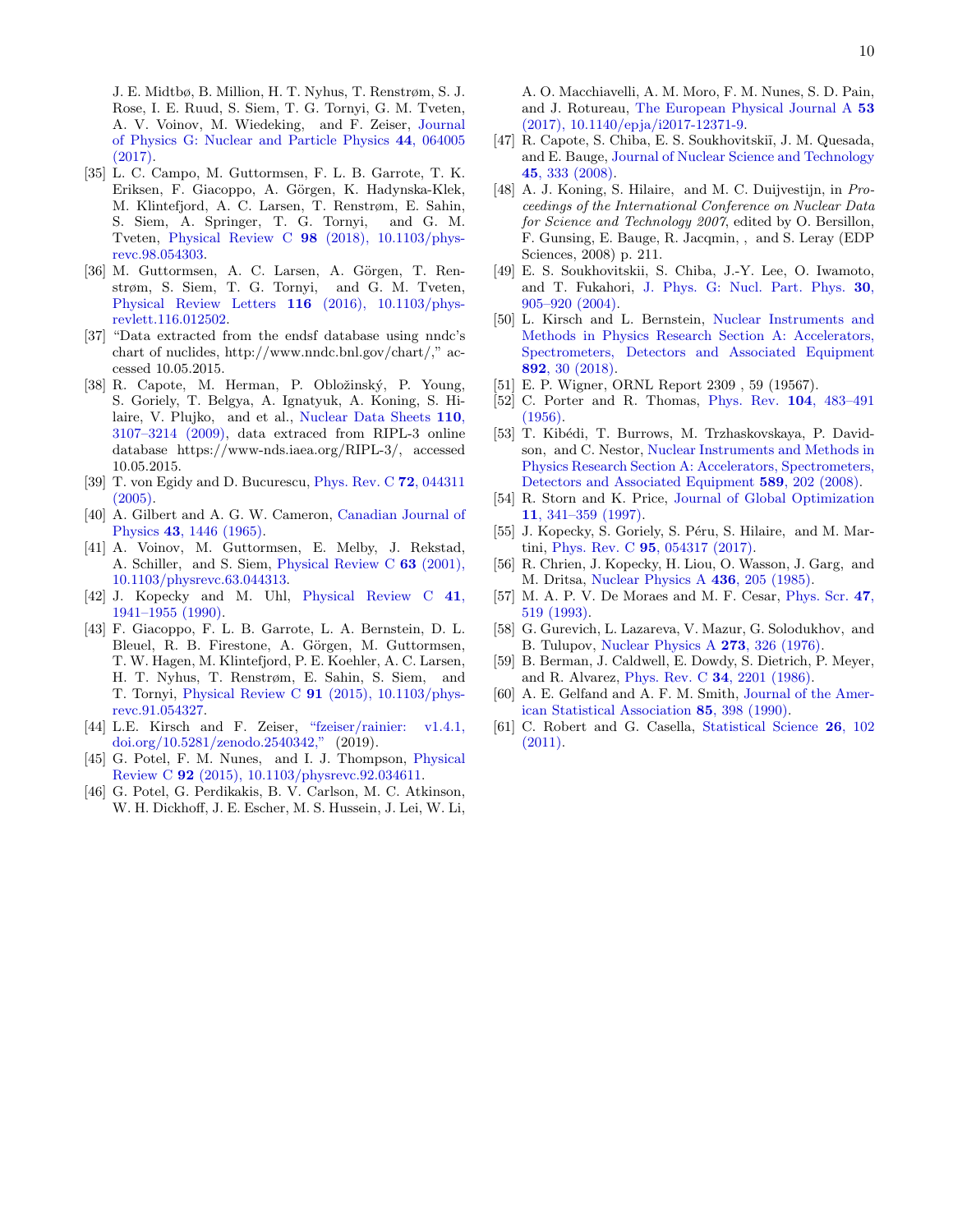J. E. Midtbø, B. Million, H. T. Nyhus, T. Renstrøm, S. J. Rose, I. E. Ruud, S. Siem, T. G. Tornyi, G. M. Tveten, A. V. Voinov, M. Wiedeking, and F. Zeiser, Journal of Physics G: Nuclear and Particle Physics **44**, 064005 (2017).

[35] L. C. Campo, M. Guttormsen, F. L. B. Garrote, T. K. Eriksen, F. Giacoppo, A. Görgen, K. Hadynska-Klek, M. Klintefjord, A. C. Larsen, T. Renstrøm, E. Sahin, S. Siem, A. Springer, T. G. Tornyi, and G. M. Tveten, Physical Review C **98** (2018), 10.1103/physrevc.98.054303.

[36] M. Guttormsen, A. C. Larsen, A. Görgen, T. Renstrøm, S. Siem, T. G. Tornyi, and G. M. Tveten, Physical Review Letters **116** (2016), 10.1103/physrevlett.116.012502.

[37] "Data extracted from the endsf database using nndc's chart of nuclides, http://www.nndc.bnl.gov/chart/," accessed 10.05.2015.

[38] R. Capote, M. Herman, P. Obložinský, P. Young, S. Goriely, T. Belgya, A. Ignatyuk, A. Koning, S. Hilaire, V. Plujko, and et al., Nuclear Data Sheets **110**, 3107–3214 (2009), data extraced from RIPL-3 online database https://www-nds.iaea.org/RIPL-3/, accessed 10.05.2015.

[39] T. von Egidy and D. Bucurescu, Phys. Rev. C **72**, 044311 (2005).

[40] A. Gilbert and A. G. W. Cameron, Canadian Journal of Physics **43**, 1446 (1965).

[41] A. Voinov, M. Guttormsen, E. Melby, J. Rekstad, A. Schiller, and S. Siem, Physical Review C **63** (2001), 10.1103/physrevc.63.044313.

[42] J. Kopecky and M. Uhl, Physical Review C **41**, 1941–1955 (1990).

[43] F. Giacoppo, F. L. B. Garrote, L. A. Bernstein, D. L. Bleuel, R. B. Firestone, A. Görgen, M. Guttormsen, T. W. Hagen, M. Klintefjord, P. E. Koehler, A. C. Larsen, H. T. Nyhus, T. Renstrøm, E. Sahin, S. Siem, and T. Tornyi, Physical Review C **91** (2015), 10.1103/physrevc.91.054327.

[44] L.E. Kirsch and F. Zeiser, "fzeiser/rainier: v1.4.1, doi.org/10.5281/zenodo.2540342," (2019).

[45] G. Potel, F. M. Nunes, and I. J. Thompson, Physical Review C **92** (2015), 10.1103/physrevc.92.034611.

[46] G. Potel, G. Perdikakis, B. V. Carlson, M. C. Atkinson, W. H. Dickhoff, J. E. Escher, M. S. Hussein, J. Lei, W. Li, A. O. Macchiavelli, A. M. Moro, F. M. Nunes, S. D. Pain, and J. Rotureau, The European Physical Journal A **53** (2017), 10.1140/epja/i2017-12371-9.

[47] R. Capote, S. Chiba, E. S. Soukhovitskiĩ, J. M. Quesada, and E. Bauge, Journal of Nuclear Science and Technology **45**, 333 (2008).

[48] A. J. Koning, S. Hilaire, and M. C. Duijvestijn, in *Proceedings of the International Conference on Nuclear Data for Science and Technology 2007*, edited by O. Bersillon, F. Gunsing, E. Bauge, R. Jacqmin, , and S. Leray (EDP Sciences, 2008) p. 211.

[49] E. S. Soukhovitskii, S. Chiba, J.-Y. Lee, O. Iwamoto, and T. Fukahori, J. Phys. G: Nucl. Part. Phys. **30**, 905–920 (2004).

[50] L. Kirsch and L. Bernstein, Nuclear Instruments and Methods in Physics Research Section A: Accelerators, Spectrometers, Detectors and Associated Equipment **892**, 30 (2018).

[51] E. P. Wigner, ORNL Report 2309 , 59 (19567).

[52] C. Porter and R. Thomas, Phys. Rev. **104**, 483–491 (1956).

[53] T. Kibédi, T. Burrows, M. Trzhaskovskaya, P. Davidson, and C. Nestor, Nuclear Instruments and Methods in Physics Research Section A: Accelerators, Spectrometers, Detectors and Associated Equipment **589**, 202 (2008).

[54] R. Storn and K. Price, Journal of Global Optimization **11**, 341–359 (1997).

[55] J. Kopecky, S. Goriely, S. Péru, S. Hilaire, and M. Martini, Phys. Rev. C **95**, 054317 (2017).

[56] R. Chrien, J. Kopecky, H. Liou, O. Wasson, J. Garg, and M. Dritsa, Nuclear Physics A **436**, 205 (1985).

[57] M. A. P. V. De Moraes and M. F. Cesar, Phys. Scr. **47**, 519 (1993).

[58] G. Gurevich, L. Lazareva, V. Mazur, G. Solodukhov, and B. Tulupov, Nuclear Physics A **273**, 326 (1976).

[59] B. Berman, J. Caldwell, E. Dowdy, S. Dietrich, P. Meyer, and R. Alvarez, Phys. Rev. C **34**, 2201 (1986).

[60] A. E. Gelfand and A. F. M. Smith, Journal of the American Statistical Association **85**, 398 (1990).

[61] C. Robert and G. Casella, Statistical Science **26**, 102 (2011).